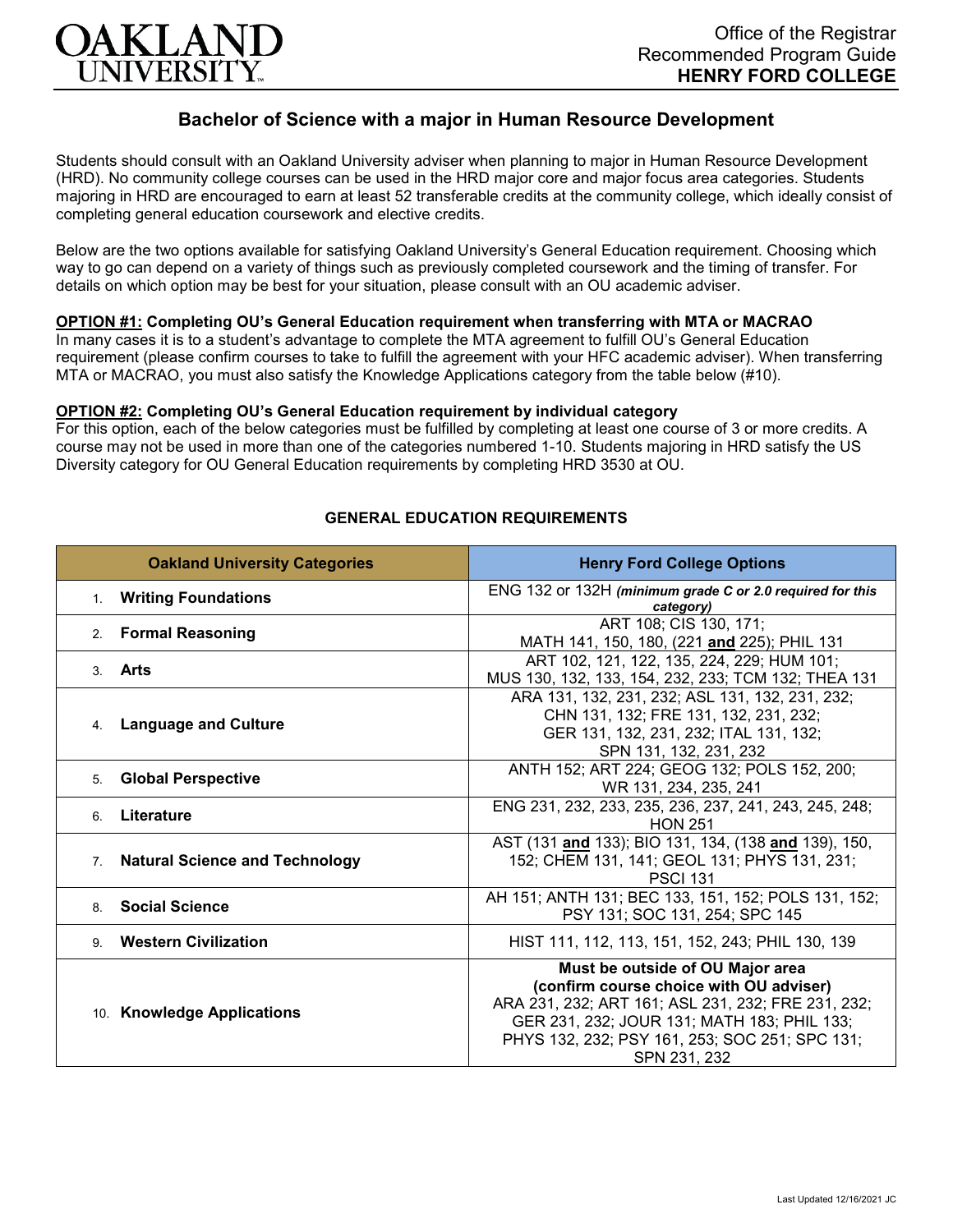OAKLAND UNIVERSITY

Office of the Registrar
Recommended Program Guide
**HENRY FORD COLLEGE**

# Bachelor of Science with a major in Human Resource Development

Students should consult with an Oakland University adviser when planning to major in Human Resource Development (HRD). No community college courses can be used in the HRD major core and major focus area categories. Students majoring in HRD are encouraged to earn at least 52 transferable credits at the community college, which ideally consist of completing general education coursework and elective credits.

Below are the two options available for satisfying Oakland University's General Education requirement. Choosing which way to go can depend on a variety of things such as previously completed coursework and the timing of transfer. For details on which option may be best for your situation, please consult with an OU academic adviser.

**OPTION #1: Completing OU's General Education requirement when transferring with MTA or MACRAO**
In many cases it is to a student's advantage to complete the MTA agreement to fulfill OU's General Education requirement (please confirm courses to take to fulfill the agreement with your HFC academic adviser). When transferring MTA or MACRAO, you must also satisfy the Knowledge Applications category from the table below (#10).

**OPTION #2: Completing OU's General Education requirement by individual category**
For this option, each of the below categories must be fulfilled by completing at least one course of 3 or more credits. A course may not be used in more than one of the categories numbered 1-10. Students majoring in HRD satisfy the US Diversity category for OU General Education requirements by completing HRD 3530 at OU.

## GENERAL EDUCATION REQUIREMENTS

| Oakland University Categories | Henry Ford College Options |
|---|---|
| 1. **Writing Foundations** | ENG 132 or 132H ***(minimum grade C or 2.0 required for this category)*** |
| 2. **Formal Reasoning** | ART 108; CIS 130, 171; MATH 141, 150, 180, (221 **and** 225); PHIL 131 |
| 3. **Arts** | ART 102, 121, 122, 135, 224, 229; HUM 101; MUS 130, 132, 133, 154, 232, 233; TCM 132; THEA 131 |
| 4. **Language and Culture** | ARA 131, 132, 231, 232; ASL 131, 132, 231, 232; CHN 131, 132; FRE 131, 132, 231, 232; GER 131, 132, 231, 232; ITAL 131, 132; SPN 131, 132, 231, 232 |
| 5. **Global Perspective** | ANTH 152; ART 224; GEOG 132; POLS 152, 200; WR 131, 234, 235, 241 |
| 6. **Literature** | ENG 231, 232, 233, 235, 236, 237, 241, 243, 245, 248; HON 251 |
| 7. **Natural Science and Technology** | AST (131 **and** 133); BIO 131, 134, (138 **and** 139), 150, 152; CHEM 131, 141; GEOL 131; PHYS 131, 231; PSCI 131 |
| 8. **Social Science** | AH 151; ANTH 131; BEC 133, 151, 152; POLS 131, 152; PSY 131; SOC 131, 254; SPC 145 |
| 9. **Western Civilization** | HIST 111, 112, 113, 151, 152, 243; PHIL 130, 139 |
| 10. **Knowledge Applications** | **Must be outside of OU Major area (confirm course choice with OU adviser)** ARA 231, 232; ART 161; ASL 231, 232; FRE 231, 232; GER 231, 232; JOUR 131; MATH 183; PHIL 133; PHYS 132, 232; PSY 161, 253; SOC 251; SPC 131; SPN 231, 232 |

Last Updated 12/16/2021 JC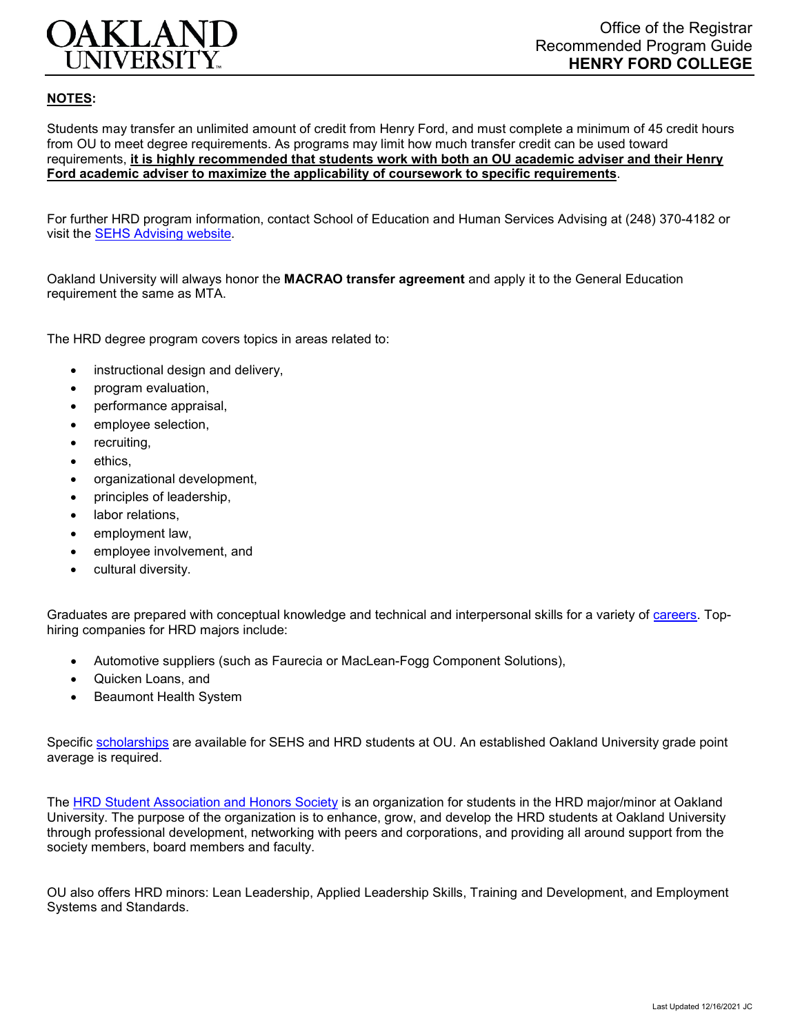**NOTES:**

Students may transfer an unlimited amount of credit from Henry Ford, and must complete a minimum of 45 credit hours from OU to meet degree requirements. As programs may limit how much transfer credit can be used toward requirements, **it is highly recommended that students work with both an OU academic adviser and their Henry Ford academic adviser to maximize the applicability of coursework to specific requirements**.

For further HRD program information, contact School of Education and Human Services Advising at (248) 370-4182 or visit the SEHS Advising website.

Oakland University will always honor the **MACRAO transfer agreement** and apply it to the General Education requirement the same as MTA.

The HRD degree program covers topics in areas related to:

- instructional design and delivery,
- program evaluation,
- performance appraisal,
- employee selection,
- recruiting,
- ethics,
- organizational development,
- principles of leadership,
- labor relations,
- employment law,
- employee involvement, and
- cultural diversity.

Graduates are prepared with conceptual knowledge and technical and interpersonal skills for a variety of careers. Top-hiring companies for HRD majors include:

- Automotive suppliers (such as Faurecia or MacLean-Fogg Component Solutions),
- Quicken Loans, and
- Beaumont Health System

Specific scholarships are available for SEHS and HRD students at OU. An established Oakland University grade point average is required.

The HRD Student Association and Honors Society is an organization for students in the HRD major/minor at Oakland University. The purpose of the organization is to enhance, grow, and develop the HRD students at Oakland University through professional development, networking with peers and corporations, and providing all around support from the society members, board members and faculty.

OU also offers HRD minors: Lean Leadership, Applied Leadership Skills, Training and Development, and Employment Systems and Standards.

Last Updated 12/16/2021 JC